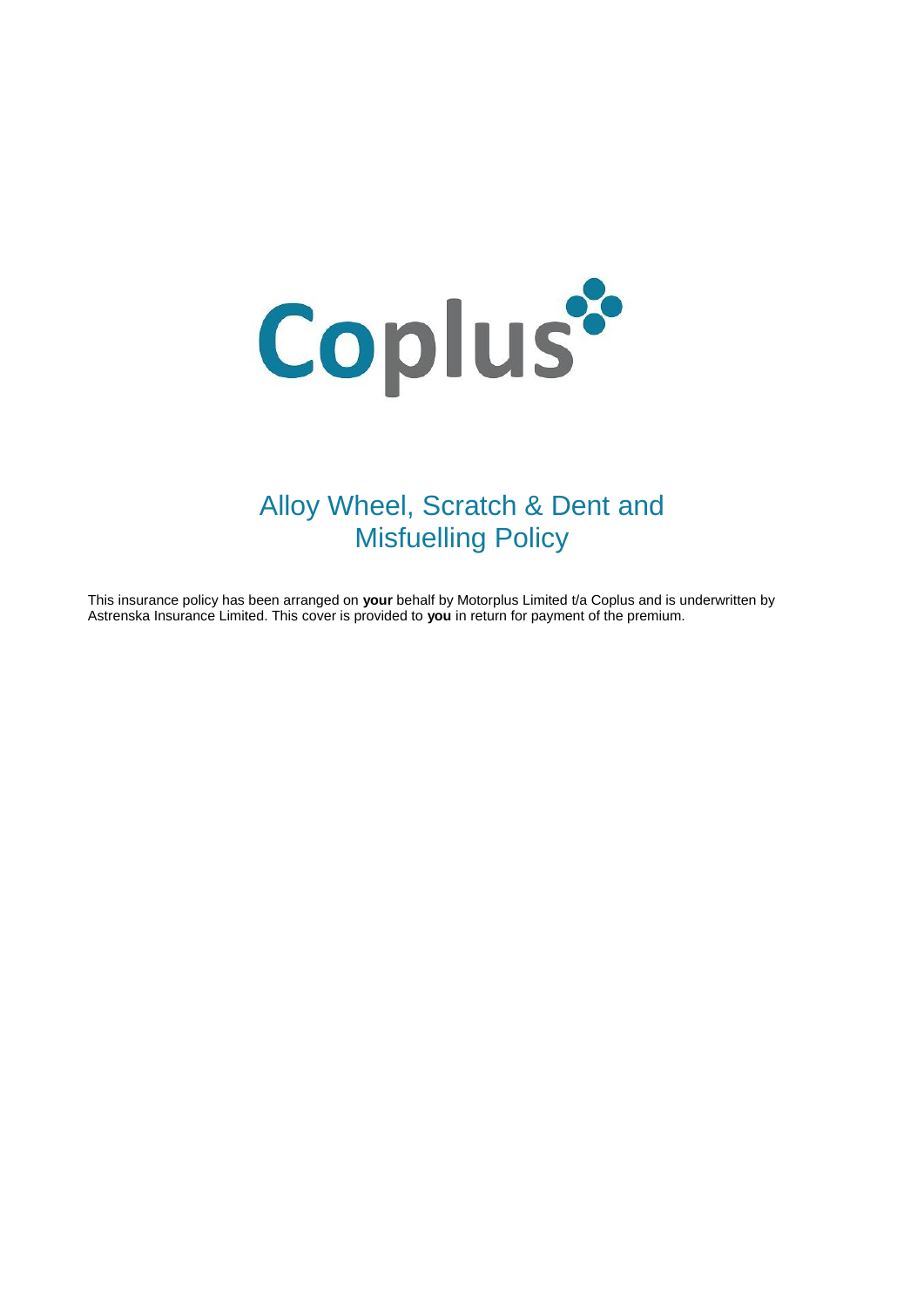Coplus

# Alloy Wheel, Scratch & Dent and Misfuelling Policy

This insurance policy has been arranged on **your** behalf by Motorplus Limited t/a Coplus and is underwritten by Astrenska Insurance Limited. This cover is provided to **you** in return for payment of the premium.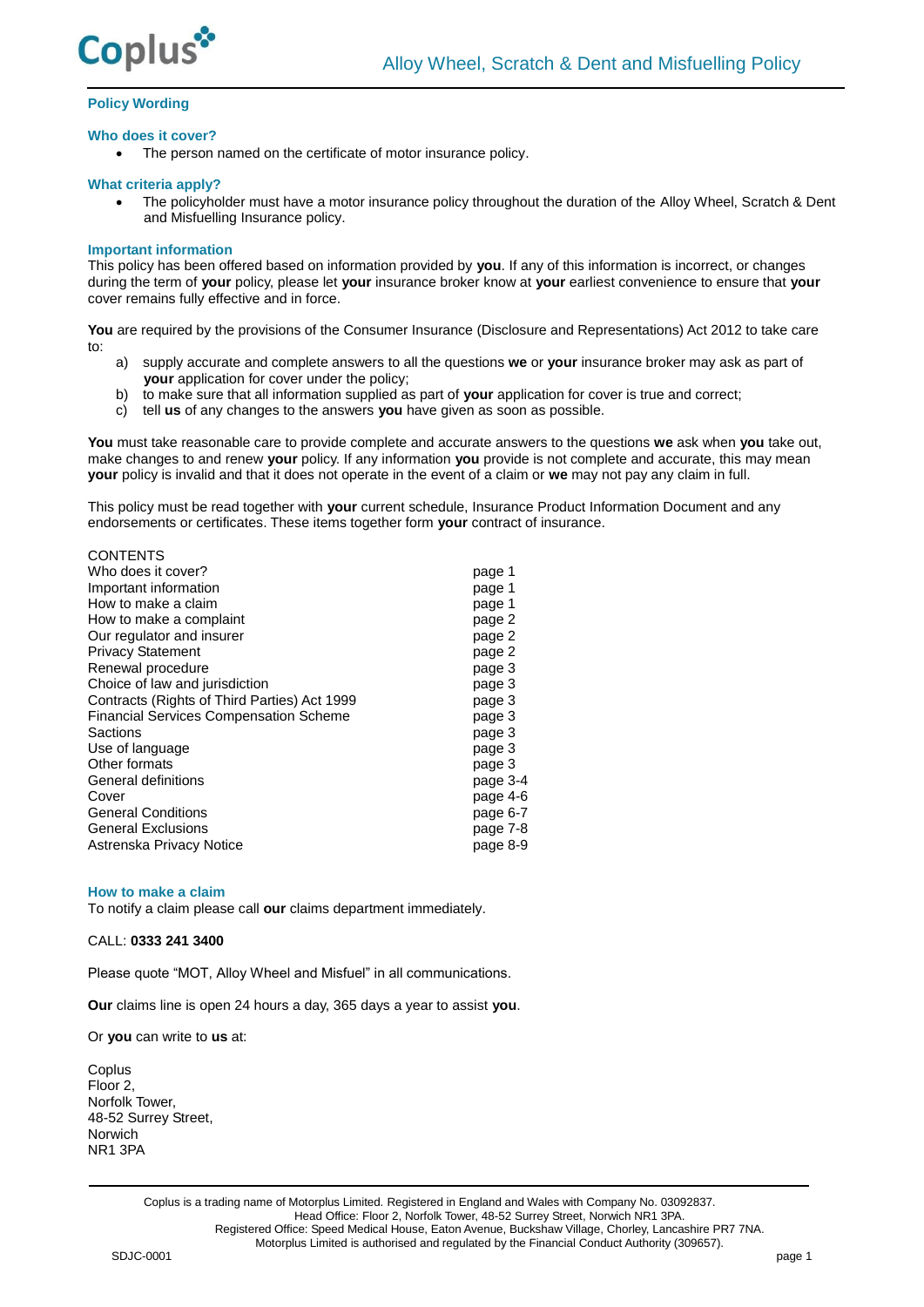## Policy Wording

### Who does it cover?

- The person named on the certificate of motor insurance policy.

### What criteria apply?

- The policyholder must have a motor insurance policy throughout the duration of the Alloy Wheel, Scratch & Dent and Misfuelling Insurance policy.

### Important information

This policy has been offered based on information provided by **you**. If any of this information is incorrect, or changes during the term of **your** policy, please let **your** insurance broker know at **your** earliest convenience to ensure that **your** cover remains fully effective and in force.

**You** are required by the provisions of the Consumer Insurance (Disclosure and Representations) Act 2012 to take care to:

a) supply accurate and complete answers to all the questions **we** or **your** insurance broker may ask as part of **your** application for cover under the policy;
b) to make sure that all information supplied as part of **your** application for cover is true and correct;
c) tell **us** of any changes to the answers **you** have given as soon as possible.

**You** must take reasonable care to provide complete and accurate answers to the questions **we** ask when **you** take out, make changes to and renew **your** policy. If any information **you** provide is not complete and accurate, this may mean **your** policy is invalid and that it does not operate in the event of a claim or **we** may not pay any claim in full.

This policy must be read together with **your** current schedule, Insurance Product Information Document and any endorsements or certificates. These items together form **your** contract of insurance.

CONTENTS

| | |
|---|---|
| Who does it cover? | page 1 |
| Important information | page 1 |
| How to make a claim | page 1 |
| How to make a complaint | page 2 |
| Our regulator and insurer | page 2 |
| Privacy Statement | page 2 |
| Renewal procedure | page 3 |
| Choice of law and jurisdiction | page 3 |
| Contracts (Rights of Third Parties) Act 1999 | page 3 |
| Financial Services Compensation Scheme | page 3 |
| Sactions | page 3 |
| Use of language | page 3 |
| Other formats | page 3 |
| General definitions | page 3-4 |
| Cover | page 4-6 |
| General Conditions | page 6-7 |
| General Exclusions | page 7-8 |
| Astrenska Privacy Notice | page 8-9 |

### How to make a claim

To notify a claim please call **our** claims department immediately.

CALL: **0333 241 3400**

Please quote "MOT, Alloy Wheel and Misfuel" in all communications.

**Our** claims line is open 24 hours a day, 365 days a year to assist **you**.

Or **you** can write to **us** at:

Coplus
Floor 2,
Norfolk Tower,
48-52 Surrey Street,
Norwich
NR1 3PA

Coplus is a trading name of Motorplus Limited. Registered in England and Wales with Company No. 03092837.
Head Office: Floor 2, Norfolk Tower, 48-52 Surrey Street, Norwich NR1 3PA.
Registered Office: Speed Medical House, Eaton Avenue, Buckshaw Village, Chorley, Lancashire PR7 7NA.
Motorplus Limited is authorised and regulated by the Financial Conduct Authority (309657).

SDJC-0001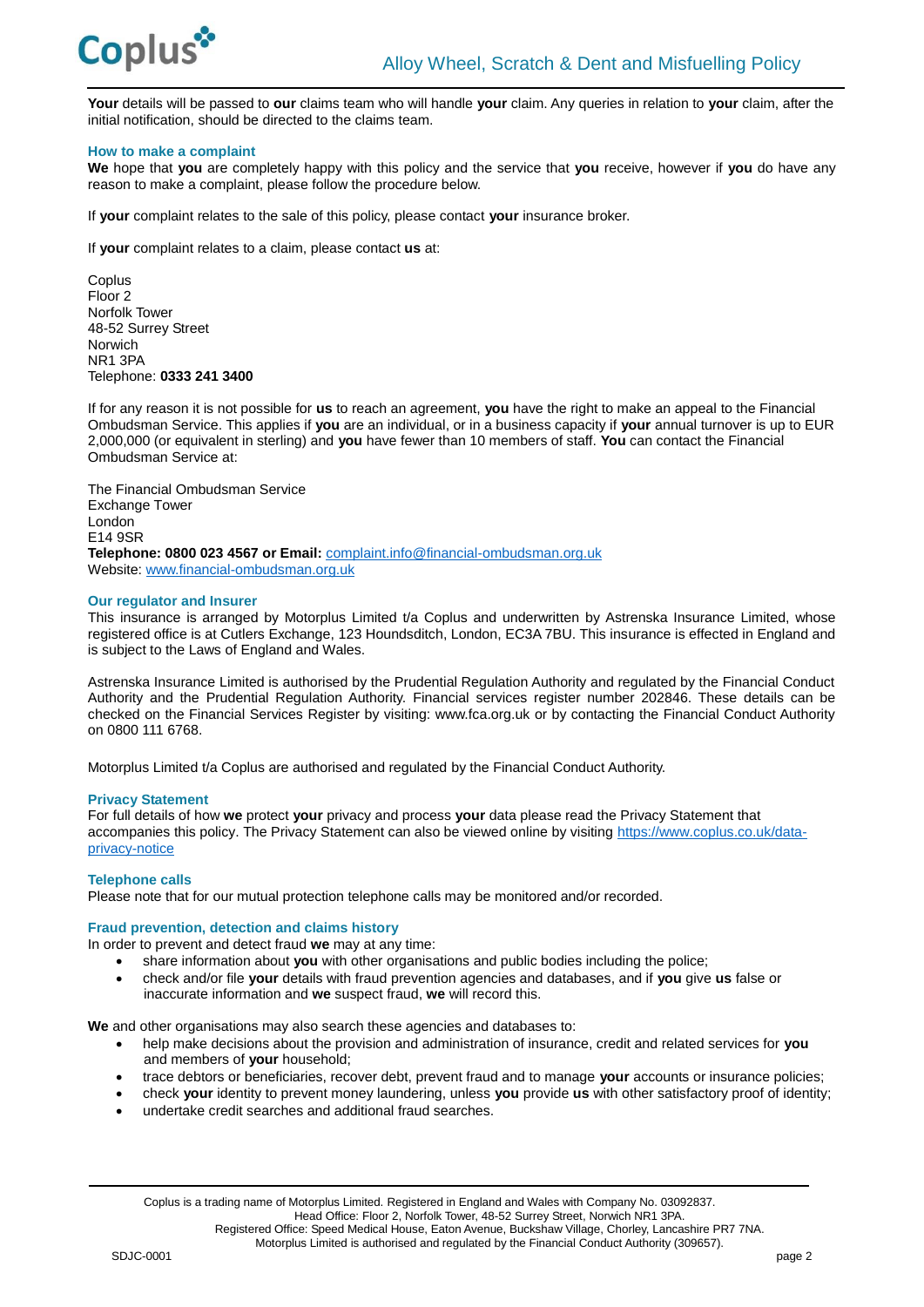**Your** details will be passed to **our** claims team who will handle **your** claim. Any queries in relation to **your** claim, after the initial notification, should be directed to the claims team.

### How to make a complaint

**We** hope that **you** are completely happy with this policy and the service that **you** receive, however if **you** do have any reason to make a complaint, please follow the procedure below.

If **your** complaint relates to the sale of this policy, please contact **your** insurance broker.

If **your** complaint relates to a claim, please contact **us** at:

Coplus
Floor 2
Norfolk Tower
48-52 Surrey Street
Norwich
NR1 3PA
Telephone: **0333 241 3400**

If for any reason it is not possible for **us** to reach an agreement, **you** have the right to make an appeal to the Financial Ombudsman Service. This applies if **you** are an individual, or in a business capacity if **your** annual turnover is up to EUR 2,000,000 (or equivalent in sterling) and **you** have fewer than 10 members of staff. **You** can contact the Financial Ombudsman Service at:

The Financial Ombudsman Service
Exchange Tower
London
E14 9SR
**Telephone: 0800 023 4567 or Email:** complaint.info@financial-ombudsman.org.uk
Website: www.financial-ombudsman.org.uk

### Our regulator and Insurer

This insurance is arranged by Motorplus Limited t/a Coplus and underwritten by Astrenska Insurance Limited, whose registered office is at Cutlers Exchange, 123 Houndsditch, London, EC3A 7BU. This insurance is effected in England and is subject to the Laws of England and Wales.

Astrenska Insurance Limited is authorised by the Prudential Regulation Authority and regulated by the Financial Conduct Authority and the Prudential Regulation Authority. Financial services register number 202846. These details can be checked on the Financial Services Register by visiting: www.fca.org.uk or by contacting the Financial Conduct Authority on 0800 111 6768.

Motorplus Limited t/a Coplus are authorised and regulated by the Financial Conduct Authority.

### Privacy Statement

For full details of how **we** protect **your** privacy and process **your** data please read the Privacy Statement that accompanies this policy. The Privacy Statement can also be viewed online by visiting https://www.coplus.co.uk/data-privacy-notice

### Telephone calls

Please note that for our mutual protection telephone calls may be monitored and/or recorded.

### Fraud prevention, detection and claims history

In order to prevent and detect fraud **we** may at any time:

- share information about **you** with other organisations and public bodies including the police;
- check and/or file **your** details with fraud prevention agencies and databases, and if **you** give **us** false or inaccurate information and **we** suspect fraud, **we** will record this.

**We** and other organisations may also search these agencies and databases to:

- help make decisions about the provision and administration of insurance, credit and related services for **you** and members of **your** household;
- trace debtors or beneficiaries, recover debt, prevent fraud and to manage **your** accounts or insurance policies;
- check **your** identity to prevent money laundering, unless **you** provide **us** with other satisfactory proof of identity;
- undertake credit searches and additional fraud searches.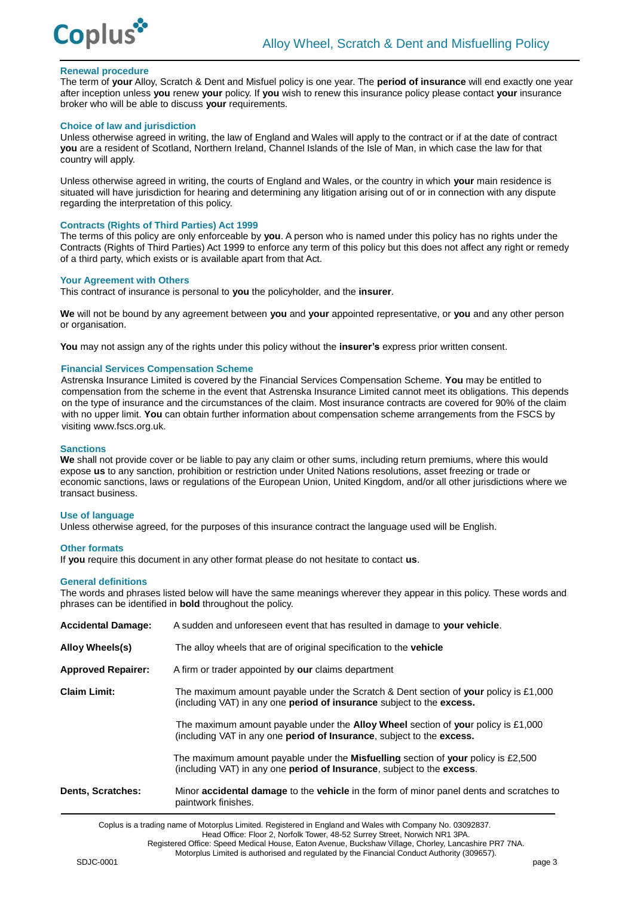### Renewal procedure

The term of **your** Alloy, Scratch & Dent and Misfuel policy is one year. The **period of insurance** will end exactly one year after inception unless **you** renew **your** policy. If **you** wish to renew this insurance policy please contact **your** insurance broker who will be able to discuss **your** requirements.

### Choice of law and jurisdiction

Unless otherwise agreed in writing, the law of England and Wales will apply to the contract or if at the date of contract **you** are a resident of Scotland, Northern Ireland, Channel Islands of the Isle of Man, in which case the law for that country will apply.

Unless otherwise agreed in writing, the courts of England and Wales, or the country in which **your** main residence is situated will have jurisdiction for hearing and determining any litigation arising out of or in connection with any dispute regarding the interpretation of this policy.

### Contracts (Rights of Third Parties) Act 1999

The terms of this policy are only enforceable by **you**. A person who is named under this policy has no rights under the Contracts (Rights of Third Parties) Act 1999 to enforce any term of this policy but this does not affect any right or remedy of a third party, which exists or is available apart from that Act.

### Your Agreement with Others

This contract of insurance is personal to **you** the policyholder, and the **insurer**.

**We** will not be bound by any agreement between **you** and **your** appointed representative, or **you** and any other person or organisation.

**You** may not assign any of the rights under this policy without the **insurer's** express prior written consent.

### Financial Services Compensation Scheme

Astrenska Insurance Limited is covered by the Financial Services Compensation Scheme. **You** may be entitled to compensation from the scheme in the event that Astrenska Insurance Limited cannot meet its obligations. This depends on the type of insurance and the circumstances of the claim. Most insurance contracts are covered for 90% of the claim with no upper limit. **You** can obtain further information about compensation scheme arrangements from the FSCS by visiting www.fscs.org.uk.

### Sanctions

**We** shall not provide cover or be liable to pay any claim or other sums, including return premiums, where this would expose **us** to any sanction, prohibition or restriction under United Nations resolutions, asset freezing or trade or economic sanctions, laws or regulations of the European Union, United Kingdom, and/or all other jurisdictions where we transact business.

### Use of language

Unless otherwise agreed, for the purposes of this insurance contract the language used will be English.

### Other formats

If **you** require this document in any other format please do not hesitate to contact **us**.

### General definitions

The words and phrases listed below will have the same meanings wherever they appear in this policy. These words and phrases can be identified in **bold** throughout the policy.

**Accidental Damage:** A sudden and unforeseen event that has resulted in damage to **your vehicle**.

**Alloy Wheels(s)** The alloy wheels that are of original specification to the **vehicle**

**Approved Repairer:** A firm or trader appointed by **our** claims department

**Claim Limit:** The maximum amount payable under the Scratch & Dent section of **your** policy is £1,000 (including VAT) in any one **period of insurance** subject to the **excess.**

The maximum amount payable under the **Alloy Wheel** section of **you**r policy is £1,000 (including VAT in any one **period of Insurance**, subject to the **excess.**

The maximum amount payable under the **Misfuelling** section of **your** policy is £2,500 (including VAT) in any one **period of Insurance**, subject to the **excess**.

**Dents, Scratches:** Minor **accidental damage** to the **vehicle** in the form of minor panel dents and scratches to paintwork finishes.

Coplus is a trading name of Motorplus Limited. Registered in England and Wales with Company No. 03092837.
Head Office: Floor 2, Norfolk Tower, 48-52 Surrey Street, Norwich NR1 3PA.
Registered Office: Speed Medical House, Eaton Avenue, Buckshaw Village, Chorley, Lancashire PR7 7NA.
Motorplus Limited is authorised and regulated by the Financial Conduct Authority (309657).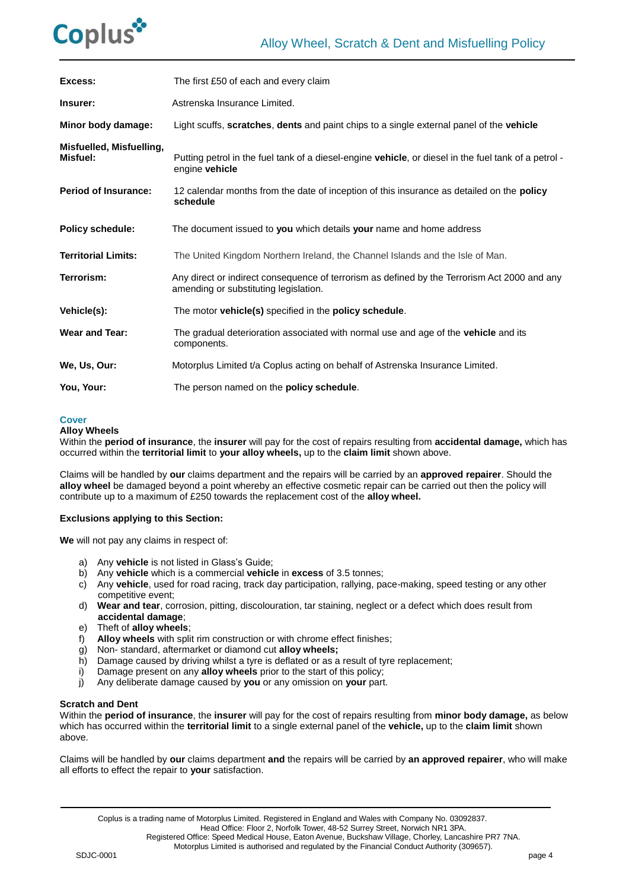| | |
|---|---|
| **Excess:** | The first £50 of each and every claim |
| **Insurer:** | Astrenska Insurance Limited. |
| **Minor body damage:** | Light scuffs, **scratches**, **dents** and paint chips to a single external panel of the **vehicle** |
| **Misfuelled, Misfuelling, Misfuel:** | Putting petrol in the fuel tank of a diesel-engine **vehicle**, or diesel in the fuel tank of a petrol - engine **vehicle** |
| **Period of Insurance:** | 12 calendar months from the date of inception of this insurance as detailed on the **policy schedule** |
| **Policy schedule:** | The document issued to **you** which details **your** name and home address |
| **Territorial Limits:** | The United Kingdom Northern Ireland, the Channel Islands and the Isle of Man. |
| **Terrorism:** | Any direct or indirect consequence of terrorism as defined by the Terrorism Act 2000 and any amending or substituting legislation. |
| **Vehicle(s):** | The motor **vehicle(s)** specified in the **policy schedule**. |
| **Wear and Tear:** | The gradual deterioration associated with normal use and age of the **vehicle** and its components. |
| **We, Us, Our:** | Motorplus Limited t/a Coplus acting on behalf of Astrenska Insurance Limited. |
| **You, Your:** | The person named on the **policy schedule**. |

## Cover

### Alloy Wheels

Within the **period of insurance**, the **insurer** will pay for the cost of repairs resulting from **accidental damage,** which has occurred within the **territorial limit** to **your alloy wheels,** up to the **claim limit** shown above.

Claims will be handled by **our** claims department and the repairs will be carried by an **approved repairer**. Should the **alloy wheel** be damaged beyond a point whereby an effective cosmetic repair can be carried out then the policy will contribute up to a maximum of £250 towards the replacement cost of the **alloy wheel.**

**Exclusions applying to this Section:**

**We** will not pay any claims in respect of:

a) Any **vehicle** is not listed in Glass's Guide;
b) Any **vehicle** which is a commercial **vehicle** in **excess** of 3.5 tonnes;
c) Any **vehicle**, used for road racing, track day participation, rallying, pace-making, speed testing or any other competitive event;
d) **Wear and tear**, corrosion, pitting, discolouration, tar staining, neglect or a defect which does result from **accidental damage**;
e) Theft of **alloy wheels**;
f) **Alloy wheels** with split rim construction or with chrome effect finishes;
g) Non- standard, aftermarket or diamond cut **alloy wheels;**
h) Damage caused by driving whilst a tyre is deflated or as a result of tyre replacement;
i) Damage present on any **alloy wheels** prior to the start of this policy;
j) Any deliberate damage caused by **you** or any omission on **your** part.

### Scratch and Dent

Within the **period of insurance**, the **insurer** will pay for the cost of repairs resulting from **minor body damage,** as below which has occurred within the **territorial limit** to a single external panel of the **vehicle,** up to the **claim limit** shown above.

Claims will be handled by **our** claims department **and** the repairs will be carried by **an approved repairer**, who will make all efforts to effect the repair to **your** satisfaction.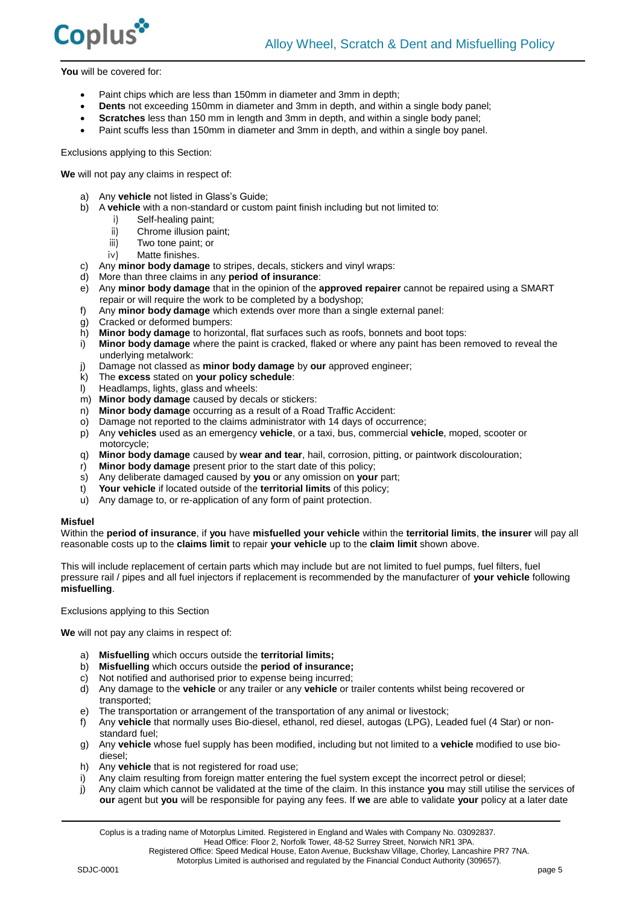**You** will be covered for:

- Paint chips which are less than 150mm in diameter and 3mm in depth;
- **Dents** not exceeding 150mm in diameter and 3mm in depth, and within a single body panel;
- **Scratches** less than 150 mm in length and 3mm in depth, and within a single body panel;
- Paint scuffs less than 150mm in diameter and 3mm in depth, and within a single boy panel.

Exclusions applying to this Section:

**We** will not pay any claims in respect of:

a) Any **vehicle** not listed in Glass's Guide;
b) A **vehicle** with a non-standard or custom paint finish including but not limited to:
   i) Self-healing paint;
   ii) Chrome illusion paint;
   iii) Two tone paint; or
   iv) Matte finishes.
c) Any **minor body damage** to stripes, decals, stickers and vinyl wraps:
d) More than three claims in any **period of insurance**:
e) Any **minor body damage** that in the opinion of the **approved repairer** cannot be repaired using a SMART repair or will require the work to be completed by a bodyshop;
f) Any **minor body damage** which extends over more than a single external panel:
g) Cracked or deformed bumpers:
h) **Minor body damage** to horizontal, flat surfaces such as roofs, bonnets and boot tops:
i) **Minor body damage** where the paint is cracked, flaked or where any paint has been removed to reveal the underlying metalwork:
j) Damage not classed as **minor body damage** by **our** approved engineer;
k) The **excess** stated on **your policy schedule**:
l) Headlamps, lights, glass and wheels:
m) **Minor body damage** caused by decals or stickers:
n) **Minor body damage** occurring as a result of a Road Traffic Accident:
o) Damage not reported to the claims administrator with 14 days of occurrence;
p) Any **vehicles** used as an emergency **vehicle**, or a taxi, bus, commercial **vehicle**, moped, scooter or motorcycle;
q) **Minor body damage** caused by **wear and tear**, hail, corrosion, pitting, or paintwork discolouration;
r) **Minor body damage** present prior to the start date of this policy;
s) Any deliberate damaged caused by **you** or any omission on **your** part;
t) **Your vehicle** if located outside of the **territorial limits** of this policy;
u) Any damage to, or re-application of any form of paint protection.

**Misfuel**

Within the **period of insurance**, if **you** have **misfuelled your vehicle** within the **territorial limits**, **the insurer** will pay all reasonable costs up to the **claims limit** to repair **your vehicle** up to the **claim limit** shown above.

This will include replacement of certain parts which may include but are not limited to fuel pumps, fuel filters, fuel pressure rail / pipes and all fuel injectors if replacement is recommended by the manufacturer of **your vehicle** following **misfuelling**.

Exclusions applying to this Section

**We** will not pay any claims in respect of:

a) **Misfuelling** which occurs outside the **territorial limits;**
b) **Misfuelling** which occurs outside the **period of insurance;**
c) Not notified and authorised prior to expense being incurred;
d) Any damage to the **vehicle** or any trailer or any **vehicle** or trailer contents whilst being recovered or transported;
e) The transportation or arrangement of the transportation of any animal or livestock;
f) Any **vehicle** that normally uses Bio-diesel, ethanol, red diesel, autogas (LPG), Leaded fuel (4 Star) or non-standard fuel;
g) Any **vehicle** whose fuel supply has been modified, including but not limited to a **vehicle** modified to use bio-diesel;
h) Any **vehicle** that is not registered for road use;
i) Any claim resulting from foreign matter entering the fuel system except the incorrect petrol or diesel;
j) Any claim which cannot be validated at the time of the claim. In this instance **you** may still utilise the services of **our** agent but **you** will be responsible for paying any fees. If **we** are able to validate **your** policy at a later date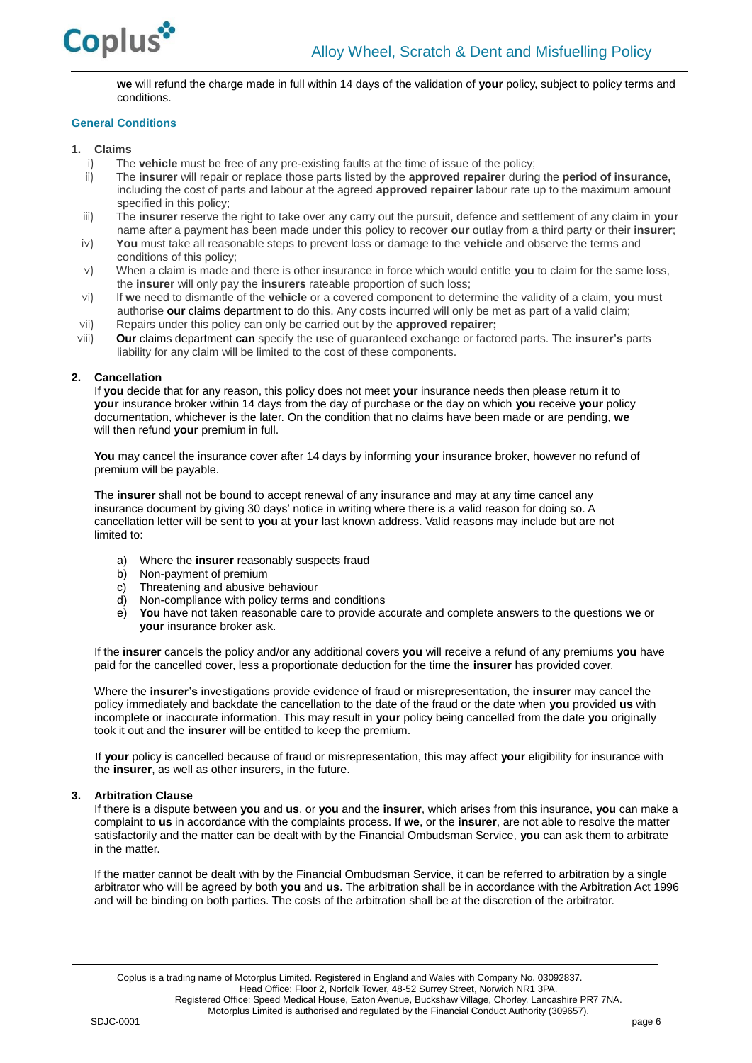**we** will refund the charge made in full within 14 days of the validation of **your** policy, subject to policy terms and conditions.

## General Conditions

### 1. Claims

i) The **vehicle** must be free of any pre-existing faults at the time of issue of the policy;

ii) The **insurer** will repair or replace those parts listed by the **approved repairer** during the **period of insurance,** including the cost of parts and labour at the agreed **approved repairer** labour rate up to the maximum amount specified in this policy;

iii) The **insurer** reserve the right to take over any carry out the pursuit, defence and settlement of any claim in **your** name after a payment has been made under this policy to recover **our** outlay from a third party or their **insurer**;

iv) **You** must take all reasonable steps to prevent loss or damage to the **vehicle** and observe the terms and conditions of this policy;

v) When a claim is made and there is other insurance in force which would entitle **you** to claim for the same loss, the **insurer** will only pay the **insurers** rateable proportion of such loss;

vi) If **we** need to dismantle of the **vehicle** or a covered component to determine the validity of a claim, **you** must authorise **our** claims department to do this. Any costs incurred will only be met as part of a valid claim;

vii) Repairs under this policy can only be carried out by the **approved repairer;**

viii) **Our** claims department **can** specify the use of guaranteed exchange or factored parts. The **insurer's** parts liability for any claim will be limited to the cost of these components.

### 2. Cancellation

If **you** decide that for any reason, this policy does not meet **your** insurance needs then please return it to **your** insurance broker within 14 days from the day of purchase or the day on which **you** receive **your** policy documentation, whichever is the later. On the condition that no claims have been made or are pending, **we** will then refund **your** premium in full.

**You** may cancel the insurance cover after 14 days by informing **your** insurance broker, however no refund of premium will be payable.

The **insurer** shall not be bound to accept renewal of any insurance and may at any time cancel any insurance document by giving 30 days' notice in writing where there is a valid reason for doing so. A cancellation letter will be sent to **you** at **your** last known address. Valid reasons may include but are not limited to:

a) Where the **insurer** reasonably suspects fraud
b) Non-payment of premium
c) Threatening and abusive behaviour
d) Non-compliance with policy terms and conditions
e) **You** have not taken reasonable care to provide accurate and complete answers to the questions **we** or **your** insurance broker ask.

If the **insurer** cancels the policy and/or any additional covers **you** will receive a refund of any premiums **you** have paid for the cancelled cover, less a proportionate deduction for the time the **insurer** has provided cover.

Where the **insurer's** investigations provide evidence of fraud or misrepresentation, the **insurer** may cancel the policy immediately and backdate the cancellation to the date of the fraud or the date when **you** provided **us** with incomplete or inaccurate information. This may result in **your** policy being cancelled from the date **you** originally took it out and the **insurer** will be entitled to keep the premium.

If **your** policy is cancelled because of fraud or misrepresentation, this may affect **your** eligibility for insurance with the **insurer**, as well as other insurers, in the future.

### 3. Arbitration Clause

If there is a dispute bet**we**en **you** and **us**, or **you** and the **insurer**, which arises from this insurance, **you** can make a complaint to **us** in accordance with the complaints process. If **we**, or the **insurer**, are not able to resolve the matter satisfactorily and the matter can be dealt with by the Financial Ombudsman Service, **you** can ask them to arbitrate in the matter.

If the matter cannot be dealt with by the Financial Ombudsman Service, it can be referred to arbitration by a single arbitrator who will be agreed by both **you** and **us**. The arbitration shall be in accordance with the Arbitration Act 1996 and will be binding on both parties. The costs of the arbitration shall be at the discretion of the arbitrator.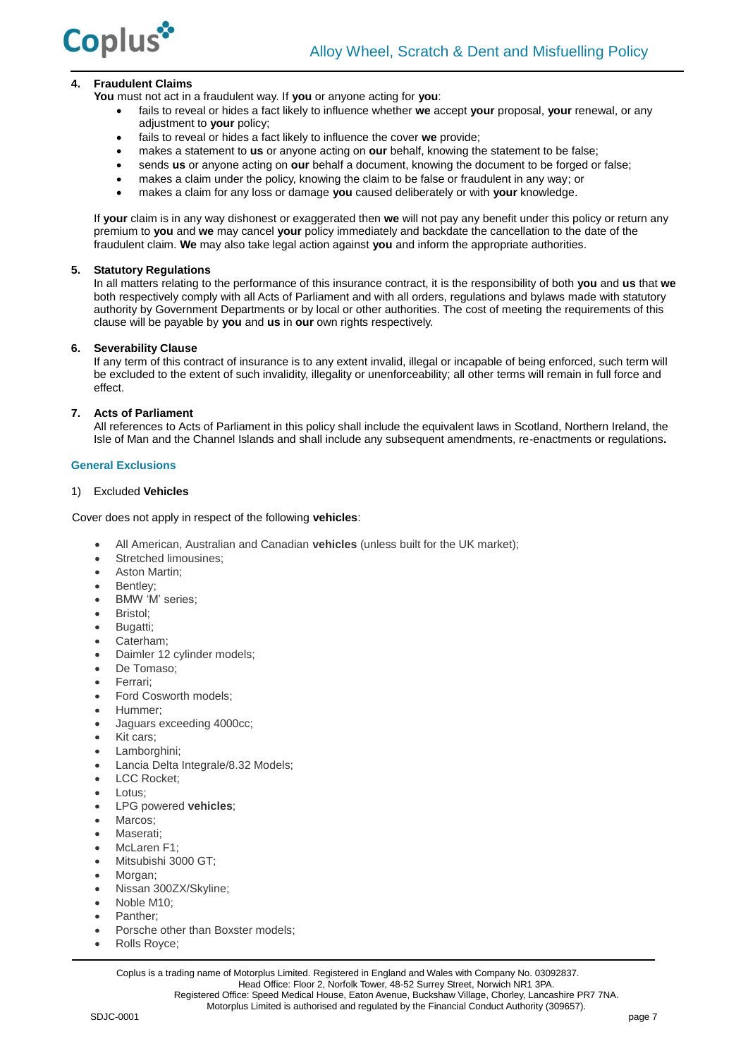4. **Fraudulent Claims**

**You** must not act in a fraudulent way. If **you** or anyone acting for **you**:

- fails to reveal or hides a fact likely to influence whether **we** accept **your** proposal, **your** renewal, or any adjustment to **your** policy;
- fails to reveal or hides a fact likely to influence the cover **we** provide;
- makes a statement to **us** or anyone acting on **our** behalf, knowing the statement to be false;
- sends **us** or anyone acting on **our** behalf a document, knowing the document to be forged or false;
- makes a claim under the policy, knowing the claim to be false or fraudulent in any way; or
- makes a claim for any loss or damage **you** caused deliberately or with **your** knowledge.

If **your** claim is in any way dishonest or exaggerated then **we** will not pay any benefit under this policy or return any premium to **you** and **we** may cancel **your** policy immediately and backdate the cancellation to the date of the fraudulent claim. **We** may also take legal action against **you** and inform the appropriate authorities.

5. **Statutory Regulations**

In all matters relating to the performance of this insurance contract, it is the responsibility of both **you** and **us** that **we** both respectively comply with all Acts of Parliament and with all orders, regulations and bylaws made with statutory authority by Government Departments or by local or other authorities. The cost of meeting the requirements of this clause will be payable by **you** and **us** in **our** own rights respectively.

6. **Severability Clause**

If any term of this contract of insurance is to any extent invalid, illegal or incapable of being enforced, such term will be excluded to the extent of such invalidity, illegality or unenforceability; all other terms will remain in full force and effect.

7. **Acts of Parliament**

All references to Acts of Parliament in this policy shall include the equivalent laws in Scotland, Northern Ireland, the Isle of Man and the Channel Islands and shall include any subsequent amendments, re-enactments or regulations**.**

## General Exclusions

1) Excluded **Vehicles**

Cover does not apply in respect of the following **vehicles**:

- All American, Australian and Canadian **vehicles** (unless built for the UK market);
- Stretched limousines;
- Aston Martin;
- Bentley;
- BMW 'M' series;
- Bristol;
- Bugatti;
- Caterham;
- Daimler 12 cylinder models;
- De Tomaso;
- Ferrari;
- Ford Cosworth models;
- Hummer;
- Jaguars exceeding 4000cc;
- Kit cars;
- Lamborghini;
- Lancia Delta Integrale/8.32 Models;
- LCC Rocket;
- Lotus;
- LPG powered **vehicles**;
- Marcos;
- Maserati;
- McLaren F1;
- Mitsubishi 3000 GT;
- Morgan;
- Nissan 300ZX/Skyline;
- Noble M10;
- Panther;
- Porsche other than Boxster models;
- Rolls Royce;

Coplus is a trading name of Motorplus Limited. Registered in England and Wales with Company No. 03092837.
Head Office: Floor 2, Norfolk Tower, 48-52 Surrey Street, Norwich NR1 3PA.
Registered Office: Speed Medical House, Eaton Avenue, Buckshaw Village, Chorley, Lancashire PR7 7NA.
Motorplus Limited is authorised and regulated by the Financial Conduct Authority (309657).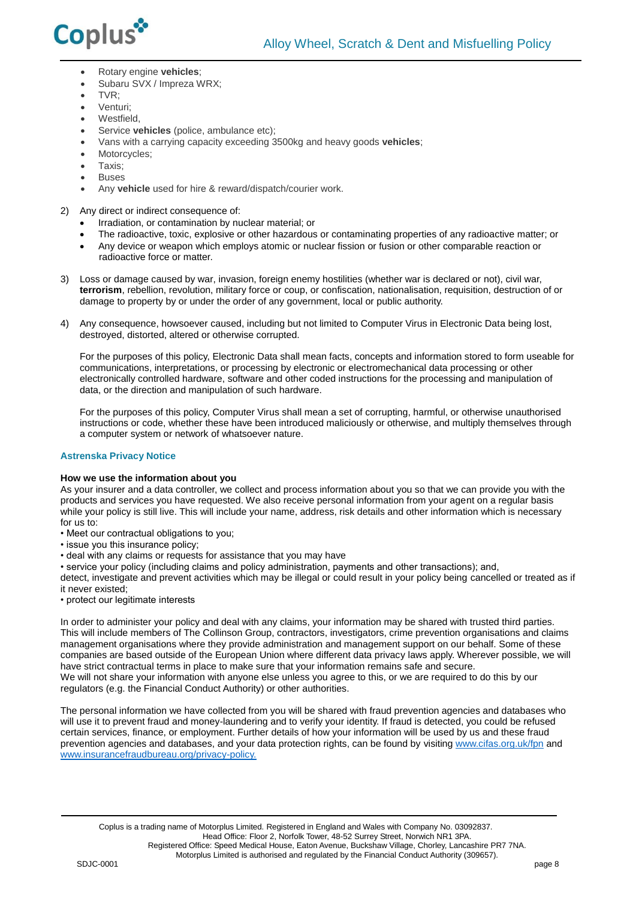- Rotary engine **vehicles**;
- Subaru SVX / Impreza WRX;
- TVR;
- Venturi;
- Westfield,
- Service **vehicles** (police, ambulance etc);
- Vans with a carrying capacity exceeding 3500kg and heavy goods **vehicles**;
- Motorcycles;
- Taxis;
- Buses
- Any **vehicle** used for hire & reward/dispatch/courier work.

2) Any direct or indirect consequence of:
   - Irradiation, or contamination by nuclear material; or
   - The radioactive, toxic, explosive or other hazardous or contaminating properties of any radioactive matter; or
   - Any device or weapon which employs atomic or nuclear fission or fusion or other comparable reaction or radioactive force or matter.

3) Loss or damage caused by war, invasion, foreign enemy hostilities (whether war is declared or not), civil war, **terrorism**, rebellion, revolution, military force or coup, or confiscation, nationalisation, requisition, destruction of or damage to property by or under the order of any government, local or public authority.

4) Any consequence, howsoever caused, including but not limited to Computer Virus in Electronic Data being lost, destroyed, distorted, altered or otherwise corrupted.

   For the purposes of this policy, Electronic Data shall mean facts, concepts and information stored to form useable for communications, interpretations, or processing by electronic or electromechanical data processing or other electronically controlled hardware, software and other coded instructions for the processing and manipulation of data, or the direction and manipulation of such hardware.

   For the purposes of this policy, Computer Virus shall mean a set of corrupting, harmful, or otherwise unauthorised instructions or code, whether these have been introduced maliciously or otherwise, and multiply themselves through a computer system or network of whatsoever nature.

## Astrenska Privacy Notice

### How we use the information about you

As your insurer and a data controller, we collect and process information about you so that we can provide you with the products and services you have requested. We also receive personal information from your agent on a regular basis while your policy is still live. This will include your name, address, risk details and other information which is necessary for us to:

- Meet our contractual obligations to you;
- issue you this insurance policy;
- deal with any claims or requests for assistance that you may have
- service your policy (including claims and policy administration, payments and other transactions); and,

detect, investigate and prevent activities which may be illegal or could result in your policy being cancelled or treated as if it never existed;

- protect our legitimate interests

In order to administer your policy and deal with any claims, your information may be shared with trusted third parties. This will include members of The Collinson Group, contractors, investigators, crime prevention organisations and claims management organisations where they provide administration and management support on our behalf. Some of these companies are based outside of the European Union where different data privacy laws apply. Wherever possible, we will have strict contractual terms in place to make sure that your information remains safe and secure.
We will not share your information with anyone else unless you agree to this, or we are required to do this by our regulators (e.g. the Financial Conduct Authority) or other authorities.

The personal information we have collected from you will be shared with fraud prevention agencies and databases who will use it to prevent fraud and money-laundering and to verify your identity. If fraud is detected, you could be refused certain services, finance, or employment. Further details of how your information will be used by us and these fraud prevention agencies and databases, and your data protection rights, can be found by visiting www.cifas.org.uk/fpn and www.insurancefraudbureau.org/privacy-policy.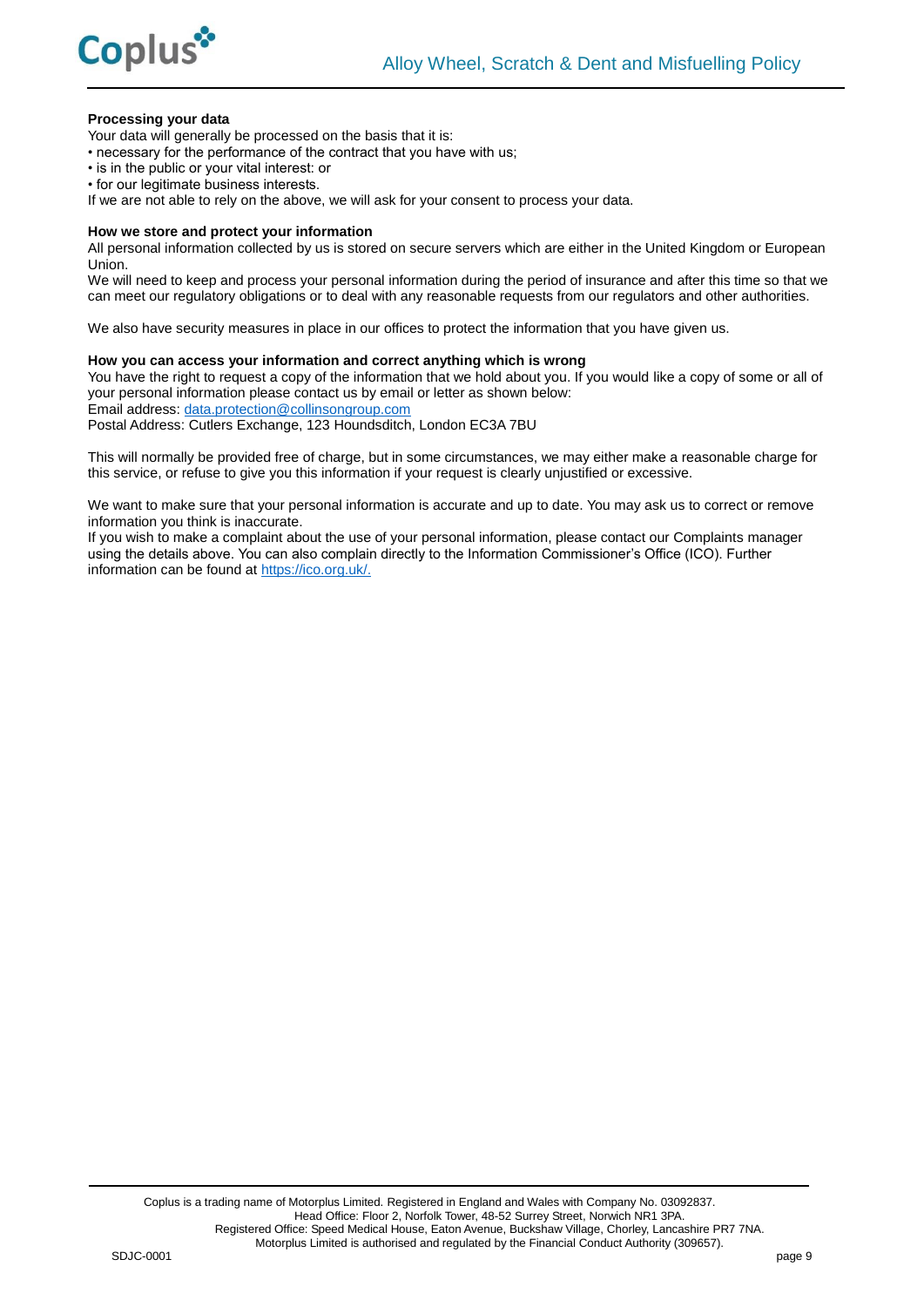**Processing your data**

Your data will generally be processed on the basis that it is:

- necessary for the performance of the contract that you have with us;
- is in the public or your vital interest: or
- for our legitimate business interests.

If we are not able to rely on the above, we will ask for your consent to process your data.

**How we store and protect your information**

All personal information collected by us is stored on secure servers which are either in the United Kingdom or European Union.

We will need to keep and process your personal information during the period of insurance and after this time so that we can meet our regulatory obligations or to deal with any reasonable requests from our regulators and other authorities.

We also have security measures in place in our offices to protect the information that you have given us.

**How you can access your information and correct anything which is wrong**

You have the right to request a copy of the information that we hold about you. If you would like a copy of some or all of your personal information please contact us by email or letter as shown below:

Email address: data.protection@collinsongroup.com

Postal Address: Cutlers Exchange, 123 Houndsditch, London EC3A 7BU

This will normally be provided free of charge, but in some circumstances, we may either make a reasonable charge for this service, or refuse to give you this information if your request is clearly unjustified or excessive.

We want to make sure that your personal information is accurate and up to date. You may ask us to correct or remove information you think is inaccurate.

If you wish to make a complaint about the use of your personal information, please contact our Complaints manager using the details above. You can also complain directly to the Information Commissioner's Office (ICO). Further information can be found at https://ico.org.uk/.

Coplus is a trading name of Motorplus Limited. Registered in England and Wales with Company No. 03092837.
Head Office: Floor 2, Norfolk Tower, 48-52 Surrey Street, Norwich NR1 3PA.
Registered Office: Speed Medical House, Eaton Avenue, Buckshaw Village, Chorley, Lancashire PR7 7NA.
Motorplus Limited is authorised and regulated by the Financial Conduct Authority (309657).